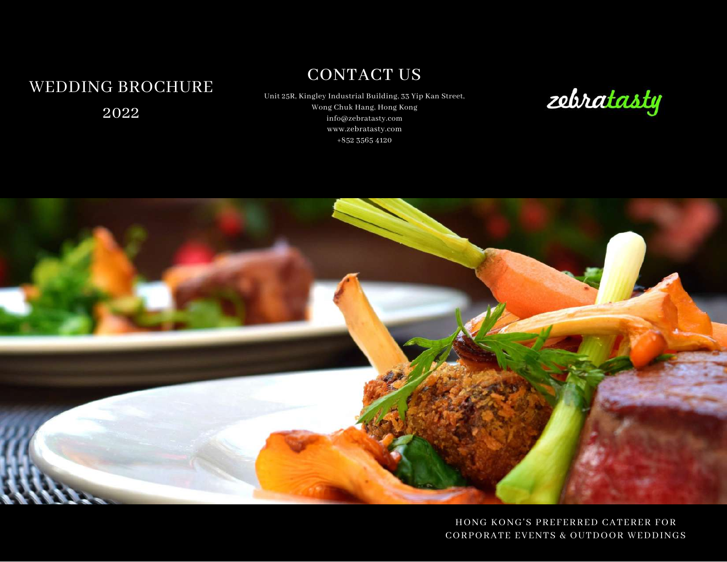# WEDDING BROCHURE

2022

## CONTACT US

Unit 25R, Kingley Industrial Building, 33 Yip Kan Street,
Wong Chuk Hang, Hong Kong
info@zebratasty.com
www.zebratasty.com
+852 3565 4120

zebratasty

HONG KONG'S PREFERRED CATERER FOR
CORPORATE EVENTS & OUTDOOR WEDDINGS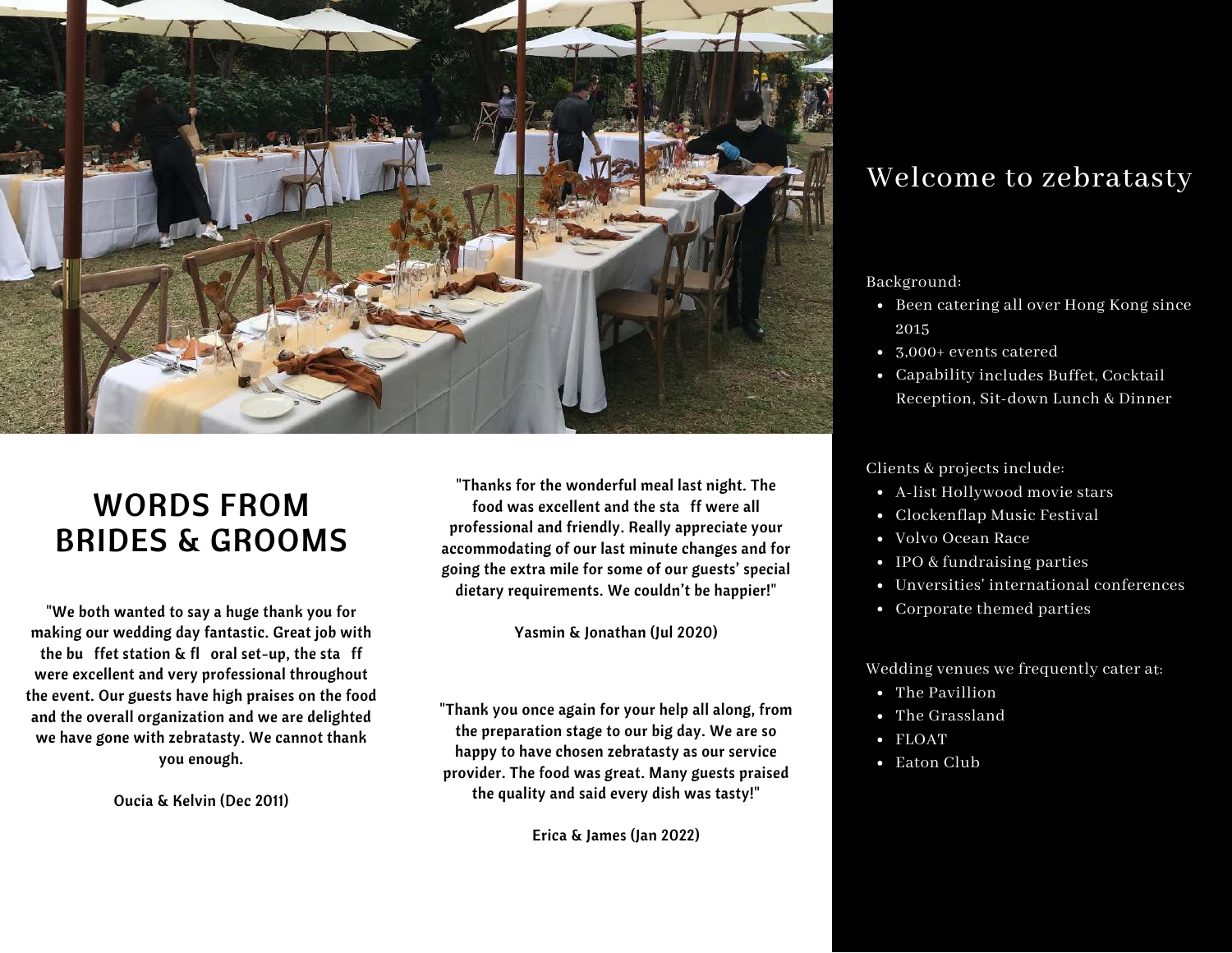## WORDS FROM BRIDES & GROOMS

"We both wanted to say a huge thank you for making our wedding day fantastic. Great job with the bu ffet station & fl oral set-up, the sta ff were excellent and very professional throughout the event. Our guests have high praises on the food and the overall organization and we are delighted we have gone with zebratasty. We cannot thank you enough.

Oucia & Kelvin (Dec 2011)

"Thanks for the wonderful meal last night. The food was excellent and the sta ff were all professional and friendly. Really appreciate your accommodating of our last minute changes and for going the extra mile for some of our guests' special dietary requirements. We couldn't be happier!"

Yasmin & Jonathan (Jul 2020)

"Thank you once again for your help all along, from the preparation stage to our big day. We are so happy to have chosen zebratasty as our service provider. The food was great. Many guests praised the quality and said every dish was tasty!"

Erica & James (Jan 2022)

## Welcome to zebratasty

Background:

- Been catering all over Hong Kong since 2015
- 3,000+ events catered
- Capability includes Buffet, Cocktail Reception, Sit-down Lunch & Dinner

Clients & projects include:

- A-list Hollywood movie stars
- Clockenflap Music Festival
- Volvo Ocean Race
- IPO & fundraising parties
- Unversities' international conferences
- Corporate themed parties

Wedding venues we frequently cater at:

- The Pavillion
- The Grassland
- FLOAT
- Eaton Club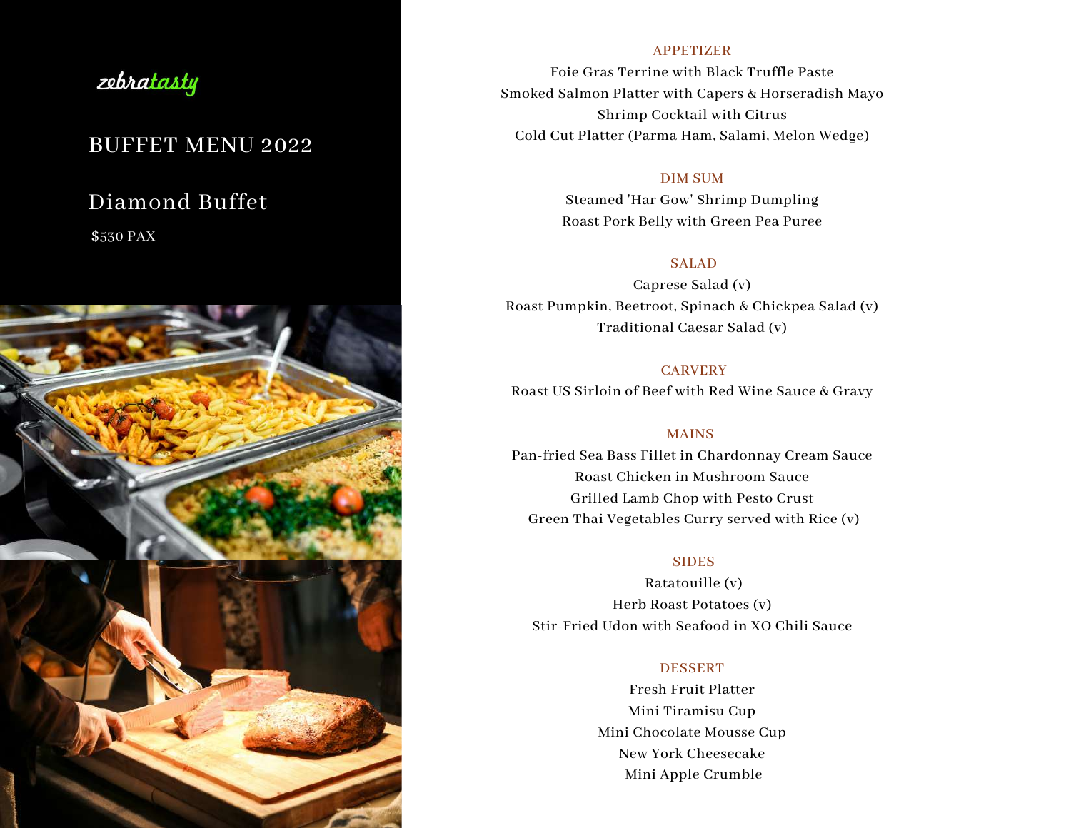zebratasty

# BUFFET MENU 2022

## Diamond Buffet

$530 PAX

### APPETIZER

Foie Gras Terrine with Black Truffle Paste
Smoked Salmon Platter with Capers & Horseradish Mayo
Shrimp Cocktail with Citrus
Cold Cut Platter (Parma Ham, Salami, Melon Wedge)

### DIM SUM

Steamed 'Har Gow' Shrimp Dumpling
Roast Pork Belly with Green Pea Puree

### SALAD

Caprese Salad (v)
Roast Pumpkin, Beetroot, Spinach & Chickpea Salad (v)
Traditional Caesar Salad (v)

### CARVERY

Roast US Sirloin of Beef with Red Wine Sauce & Gravy

### MAINS

Pan-fried Sea Bass Fillet in Chardonnay Cream Sauce
Roast Chicken in Mushroom Sauce
Grilled Lamb Chop with Pesto Crust
Green Thai Vegetables Curry served with Rice (v)

### SIDES

Ratatouille (v)
Herb Roast Potatoes (v)
Stir-Fried Udon with Seafood in XO Chili Sauce

### DESSERT

Fresh Fruit Platter
Mini Tiramisu Cup
Mini Chocolate Mousse Cup
New York Cheesecake
Mini Apple Crumble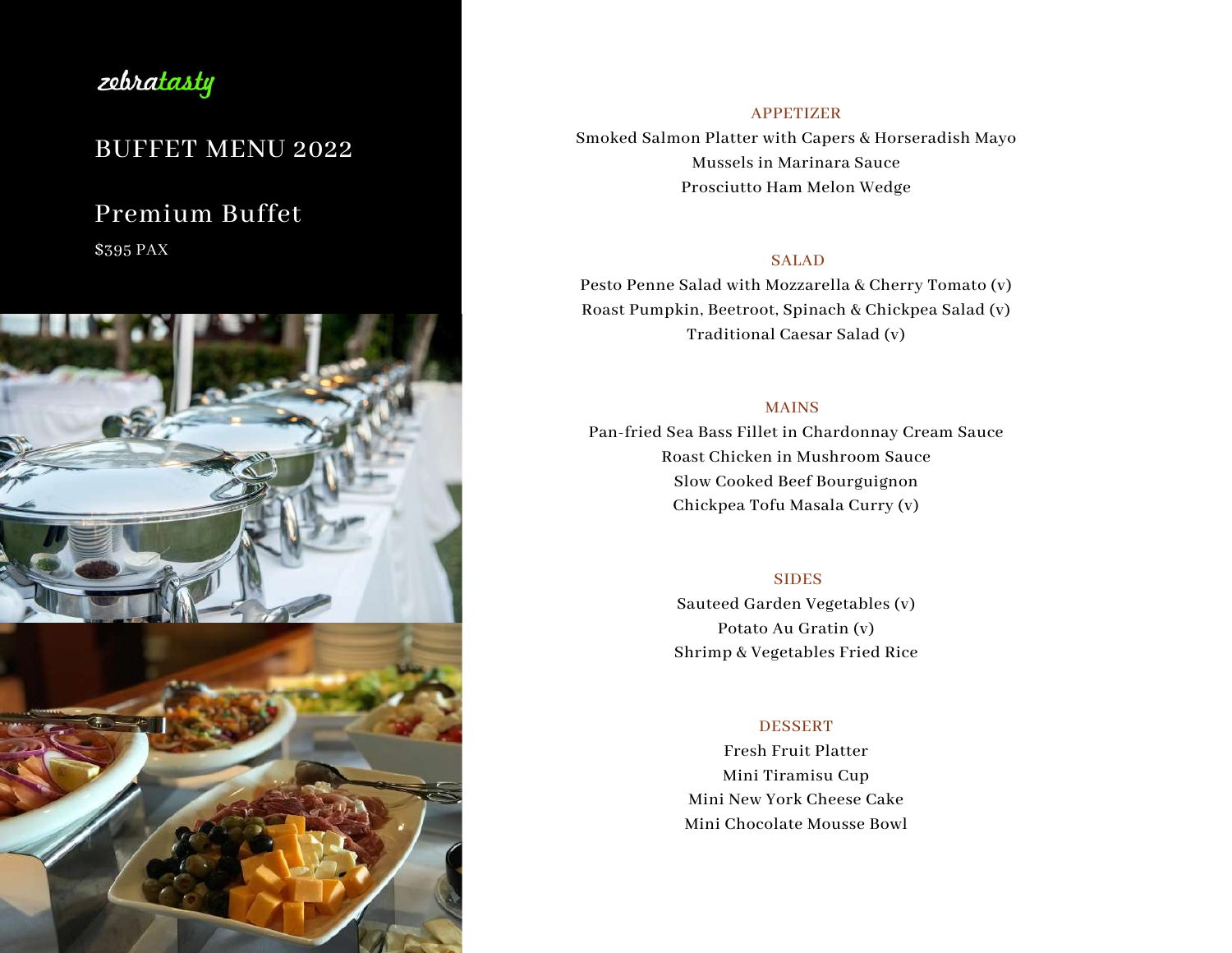zebratasty

# BUFFET MENU 2022

## Premium Buffet

$395 PAX

### APPETIZER

Smoked Salmon Platter with Capers & Horseradish Mayo
Mussels in Marinara Sauce
Prosciutto Ham Melon Wedge

### SALAD

Pesto Penne Salad with Mozzarella & Cherry Tomato (v)
Roast Pumpkin, Beetroot, Spinach & Chickpea Salad (v)
Traditional Caesar Salad (v)

### MAINS

Pan-fried Sea Bass Fillet in Chardonnay Cream Sauce
Roast Chicken in Mushroom Sauce
Slow Cooked Beef Bourguignon
Chickpea Tofu Masala Curry (v)

### SIDES

Sauteed Garden Vegetables (v)
Potato Au Gratin (v)
Shrimp & Vegetables Fried Rice

### DESSERT

Fresh Fruit Platter
Mini Tiramisu Cup
Mini New York Cheese Cake
Mini Chocolate Mousse Bowl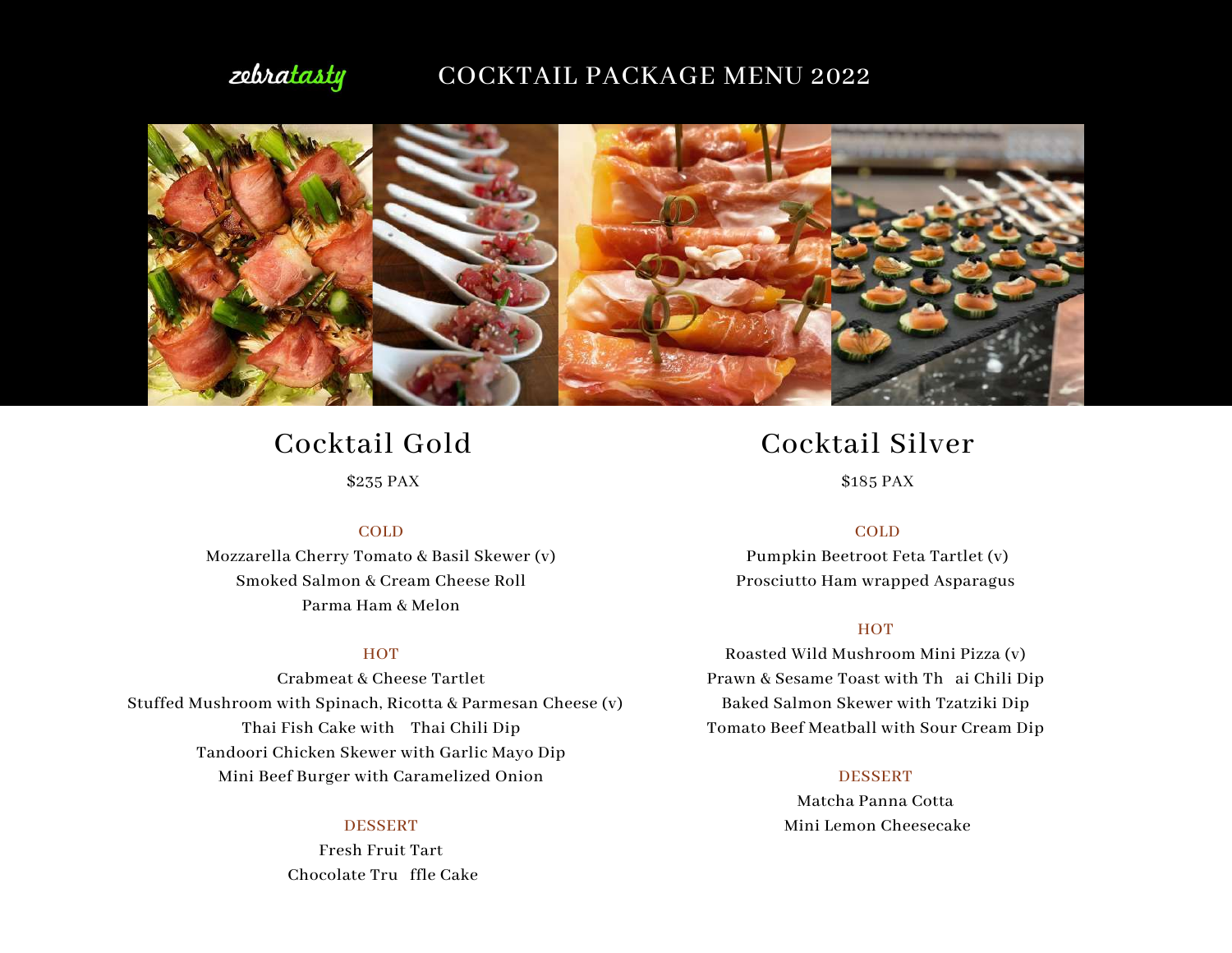zebratasty

# COCKTAIL PACKAGE MENU 2022

## Cocktail Gold

$235 PAX

### COLD

Mozzarella Cherry Tomato & Basil Skewer (v)
Smoked Salmon & Cream Cheese Roll
Parma Ham & Melon

### HOT

Crabmeat & Cheese Tartlet
Stuffed Mushroom with Spinach, Ricotta & Parmesan Cheese (v)
Thai Fish Cake with Thai Chili Dip
Tandoori Chicken Skewer with Garlic Mayo Dip
Mini Beef Burger with Caramelized Onion

### DESSERT

Fresh Fruit Tart
Chocolate Truffle Cake

## Cocktail Silver

$185 PAX

### COLD

Pumpkin Beetroot Feta Tartlet (v)
Prosciutto Ham wrapped Asparagus

### HOT

Roasted Wild Mushroom Mini Pizza (v)
Prawn & Sesame Toast with Thai Chili Dip
Baked Salmon Skewer with Tzatziki Dip
Tomato Beef Meatball with Sour Cream Dip

### DESSERT

Matcha Panna Cotta
Mini Lemon Cheesecake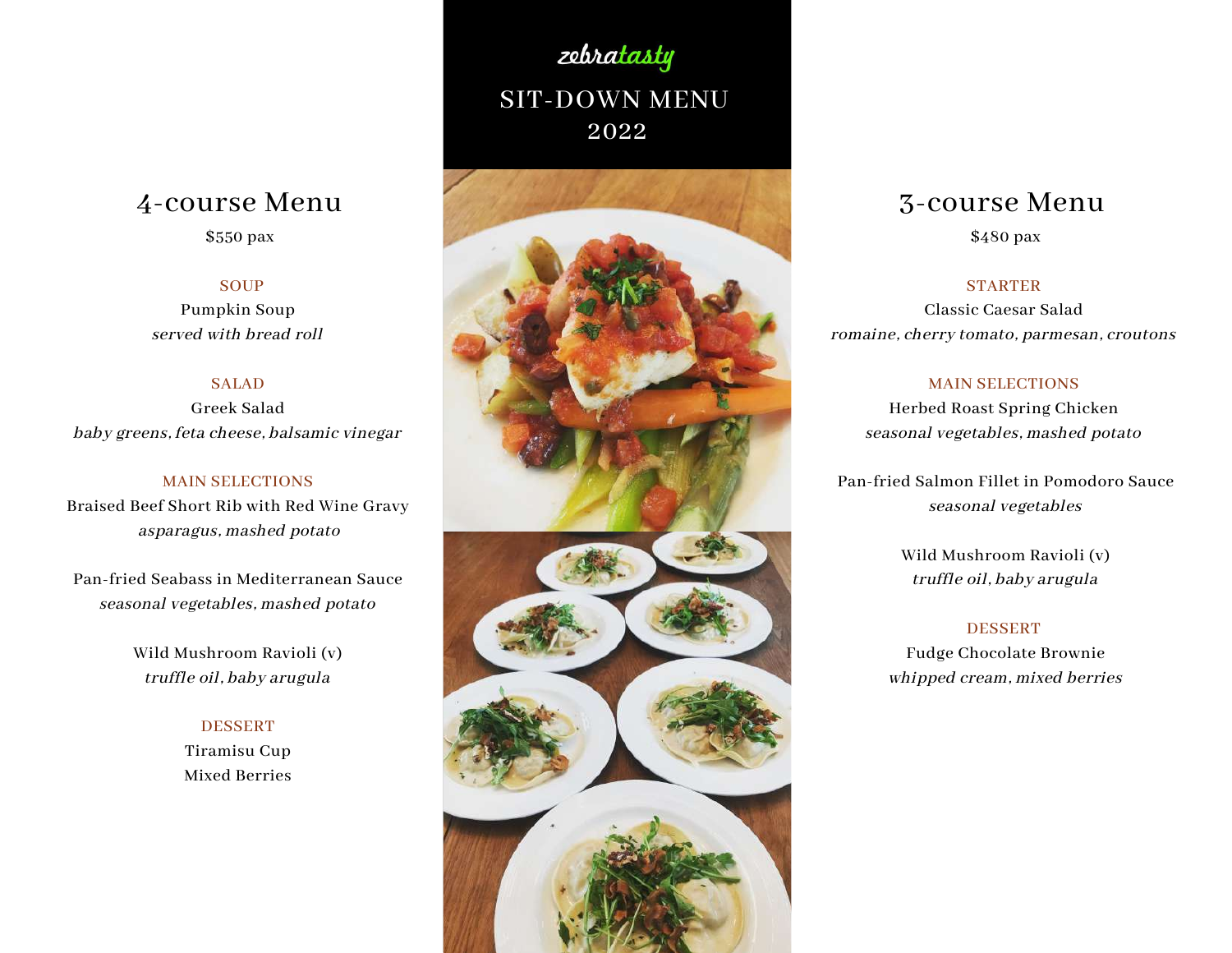zebratasty

# SIT-DOWN MENU 2022

## 4-course Menu

$550 pax

### SOUP

Pumpkin Soup
*served with bread roll*

### SALAD

Greek Salad
*baby greens, feta cheese, balsamic vinegar*

### MAIN SELECTIONS

Braised Beef Short Rib with Red Wine Gravy
*asparagus, mashed potato*

Pan-fried Seabass in Mediterranean Sauce
*seasonal vegetables, mashed potato*

Wild Mushroom Ravioli (v)
*truffle oil, baby arugula*

### DESSERT

Tiramisu Cup
Mixed Berries

## 3-course Menu

$480 pax

### STARTER

Classic Caesar Salad
*romaine, cherry tomato, parmesan, croutons*

### MAIN SELECTIONS

Herbed Roast Spring Chicken
*seasonal vegetables, mashed potato*

Pan-fried Salmon Fillet in Pomodoro Sauce
*seasonal vegetables*

Wild Mushroom Ravioli (v)
*truffle oil, baby arugula*

### DESSERT

Fudge Chocolate Brownie
*whipped cream, mixed berries*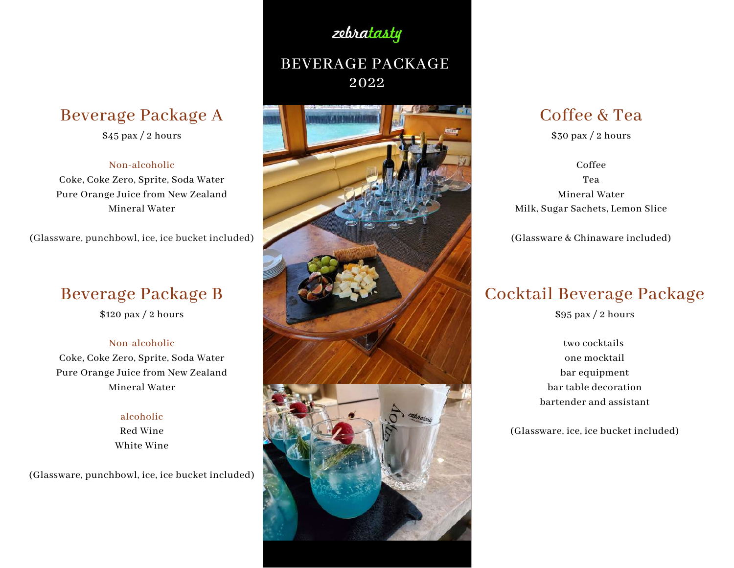zebratasty

# BEVERAGE PACKAGE 2022

## Beverage Package A

$45 pax / 2 hours

### Non-alcoholic

Coke, Coke Zero, Sprite, Soda Water
Pure Orange Juice from New Zealand
Mineral Water

(Glassware, punchbowl, ice, ice bucket included)

## Beverage Package B

$120 pax / 2 hours

### Non-alcoholic

Coke, Coke Zero, Sprite, Soda Water
Pure Orange Juice from New Zealand
Mineral Water

### alcoholic

Red Wine
White Wine

(Glassware, punchbowl, ice, ice bucket included)

## Coffee & Tea

$30 pax / 2 hours

Coffee
Tea
Mineral Water
Milk, Sugar Sachets, Lemon Slice

(Glassware & Chinaware included)

## Cocktail Beverage Package

$95 pax / 2 hours

two cocktails
one mocktail
bar equipment
bar table decoration
bartender and assistant

(Glassware, ice, ice bucket included)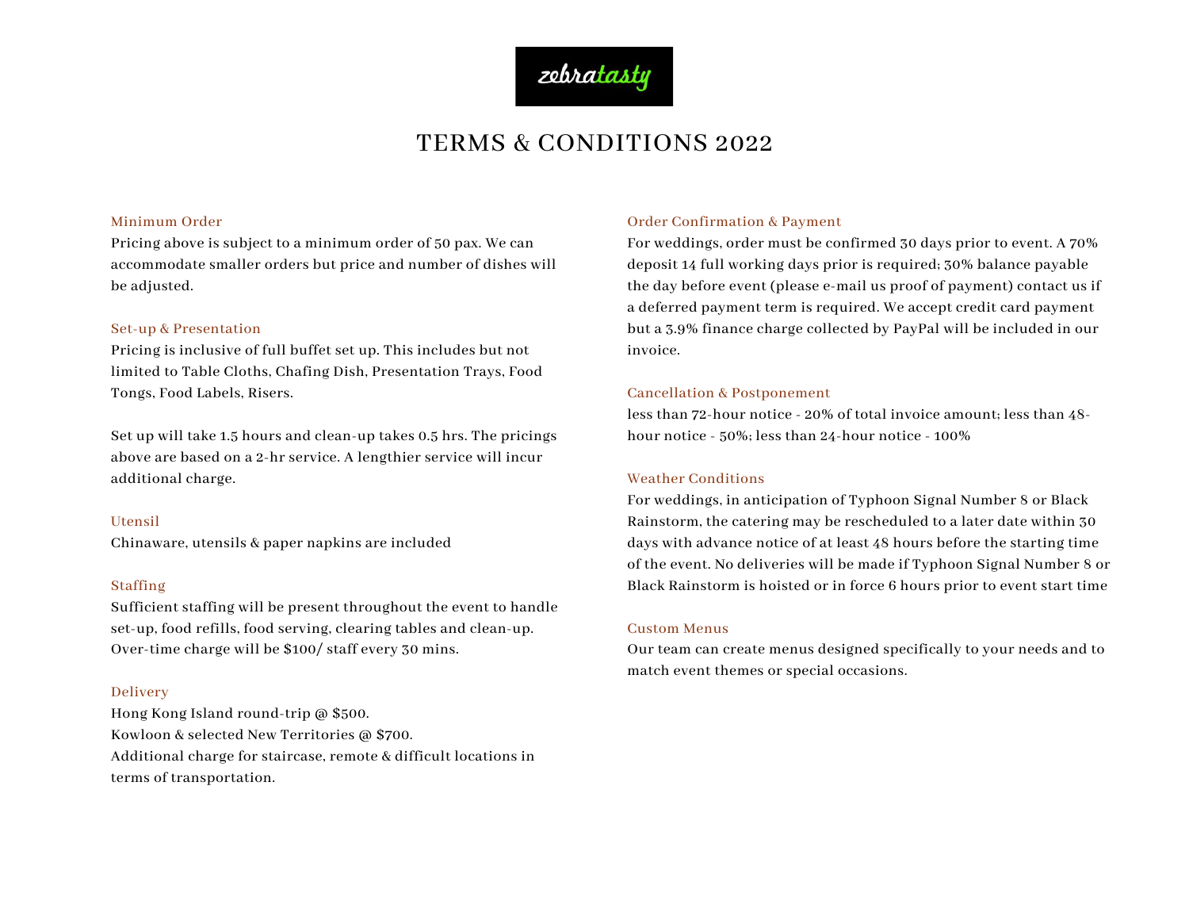zebratasty

# TERMS & CONDITIONS 2022

### Minimum Order

Pricing above is subject to a minimum order of 50 pax. We can accommodate smaller orders but price and number of dishes will be adjusted.

### Set-up & Presentation

Pricing is inclusive of full buffet set up. This includes but not limited to Table Cloths, Chafing Dish, Presentation Trays, Food Tongs, Food Labels, Risers.

Set up will take 1.5 hours and clean-up takes 0.5 hrs. The pricings above are based on a 2-hr service. A lengthier service will incur additional charge.

### Utensil

Chinaware, utensils & paper napkins are included

### Staffing

Sufficient staffing will be present throughout the event to handle set-up, food refills, food serving, clearing tables and clean-up. Over-time charge will be $100/ staff every 30 mins.

### Delivery

Hong Kong Island round-trip @ $500.
Kowloon & selected New Territories @ $700.
Additional charge for staircase, remote & difficult locations in terms of transportation.

### Order Confirmation & Payment

For weddings, order must be confirmed 30 days prior to event. A 70% deposit 14 full working days prior is required; 30% balance payable the day before event (please e-mail us proof of payment) contact us if a deferred payment term is required. We accept credit card payment but a 3.9% finance charge collected by PayPal will be included in our invoice.

### Cancellation & Postponement

less than 72-hour notice - 20% of total invoice amount; less than 48-hour notice - 50%; less than 24-hour notice - 100%

### Weather Conditions

For weddings, in anticipation of Typhoon Signal Number 8 or Black Rainstorm, the catering may be rescheduled to a later date within 30 days with advance notice of at least 48 hours before the starting time of the event. No deliveries will be made if Typhoon Signal Number 8 or Black Rainstorm is hoisted or in force 6 hours prior to event start time

### Custom Menus

Our team can create menus designed specifically to your needs and to match event themes or special occasions.